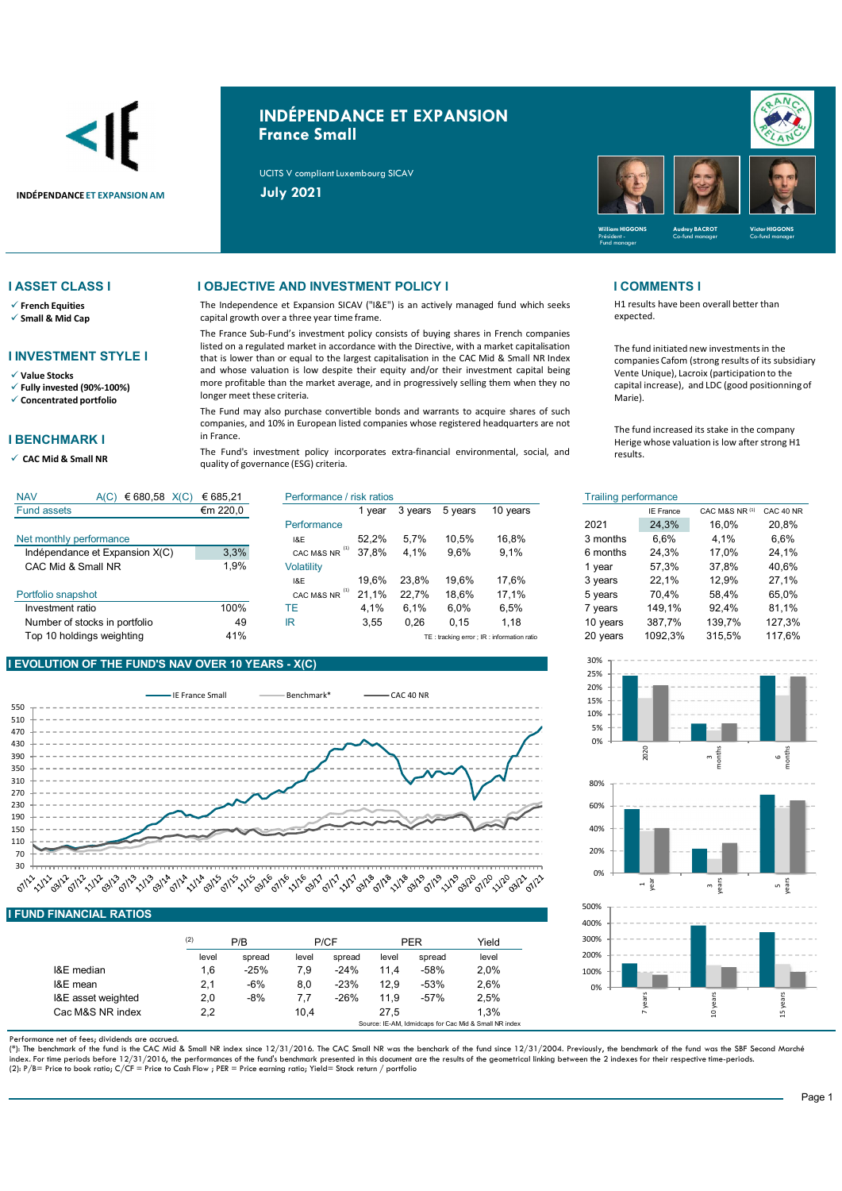INDÉPENDANCE ET EXPANSION AM

# INDÉPENDANCE ET EXPANSION
## France Small

UCITS V compliant Luxembourg SICAV

**July 2021**

William HIGGONS – Président - Fund manager
Audrey BACROT – Co-fund manager
Victor HIGGONS – Co-fund manager

## I ASSET CLASS I

- ✓ **French Equities**
- ✓ **Small & Mid Cap**

## I INVESTMENT STYLE I

- ✓ **Value Stocks**
- ✓ **Fully invested (90%-100%)**
- ✓ **Concentrated portfolio**

## I BENCHMARK I

- ✓ **CAC Mid & Small NR**

## I OBJECTIVE AND INVESTMENT POLICY I

The Independence et Expansion SICAV ("I&E") is an actively managed fund which seeks capital growth over a three year time frame.

The France Sub-Fund's investment policy consists of buying shares in French companies listed on a regulated market in accordance with the Directive, with a market capitalisation that is lower than or equal to the largest capitalisation in the CAC Mid & Small NR Index and whose valuation is low despite their equity and/or their investment capital being more profitable than the market average, and in progressively selling them when they no longer meet these criteria.

The Fund may also purchase convertible bonds and warrants to acquire shares of such companies, and 10% in European listed companies whose registered headquarters are not in France.

The Fund's investment policy incorporates extra-financial environmental, social, and quality of governance (ESG) criteria.

## I COMMENTS I

H1 results have been overall better than expected.

The fund initiated new investments in the companies Cafom (strong results of its subsidiary Vente Unique), Lacroix (participation to the capital increase), and LDC (good positioning of Marie).

The fund increased its stake in the company Herige whose valuation is low after strong H1 results.

| NAV | A(C) € 680,58 | X(C) € 685,21 |
|---|---|---|
| Fund assets | | €m 220,0 |

| Net monthly performance | |
|---|---|
| Indépendance et Expansion X(C) | 3,3% |
| CAC Mid & Small NR | 1,9% |

| Portfolio snapshot | |
|---|---|
| Investment ratio | 100% |
| Number of stocks in portfolio | 49 |
| Top 10 holdings weighting | 41% |

| Performance / risk ratios | 1 year | 3 years | 5 years | 10 years |
|---|---|---|---|---|
| **Performance** | | | | |
| I&E | 52,2% | 5,7% | 10,5% | 16,8% |
| CAC M&S NR [1] | 37,8% | 4,1% | 9,6% | 9,1% |
| **Volatility** | | | | |
| I&E | 19,6% | 23,8% | 19,6% | 17,6% |
| CAC M&S NR [1] | 21,1% | 22,7% | 18,6% | 17,1% |
| TE | 4,1% | 6,1% | 6,0% | 6,5% |
| IR | 3,55 | 0,26 | 0,15 | 1,18 |

TE : tracking error ; IR : information ratio

| Trailing performance | IE France | CAC M&S NR [1] | CAC 40 NR |
|---|---|---|---|
| 2021 | 24,3% | 16,0% | 20,8% |
| 3 months | 6,6% | 4,1% | 6,6% |
| 6 months | 24,3% | 17,0% | 24,1% |
| 1 year | 57,3% | 37,8% | 40,6% |
| 3 years | 22,1% | 12,9% | 27,1% |
| 5 years | 70,4% | 58,4% | 65,0% |
| 7 years | 149,1% | 92,4% | 81,1% |
| 10 years | 387,7% | 139,7% | 127,3% |
| 20 years | 1092,3% | 315,5% | 117,6% |

## I EVOLUTION OF THE FUND'S NAV OVER 10 YEARS - X(C)

## I FUND FINANCIAL RATIOS

| [2] | P/B level | P/B spread | P/CF level | P/CF spread | PER level | PER spread | Yield level |
|---|---|---|---|---|---|---|---|
| I&E median | 1,6 | -25% | 7,9 | -24% | 11,4 | -58% | 2,0% |
| I&E mean | 2,1 | -6% | 8,0 | -23% | 12,9 | -53% | 2,6% |
| I&E asset weighted | 2,0 | -8% | 7,7 | -26% | 11,9 | -57% | 2,5% |
| Cac M&S NR index | 2,2 | | 10,4 | | 27,5 | | 1,3% |

Source: IE-AM, Idmidcaps for Cac Mid & Small NR index

Performance net of fees; dividends are accrued.

(*): The benchmark of the fund is the CAC Mid & Small NR index since 12/31/2016. The CAC Small NR was the benchark of the fund since 12/31/2004. Previously, the benchmark of the fund was the SBF Second Marché index. For time periods before 12/31/2016, the performances of the fund's benchmark presented in this document are the results of the geometrical linking between the 2 indexes for their respective time-periods.

(2): P/B= Price to book ratio; C/CF = Price to Cash Flow ; PER = Price earning ratio; Yield= Stock return / portfolio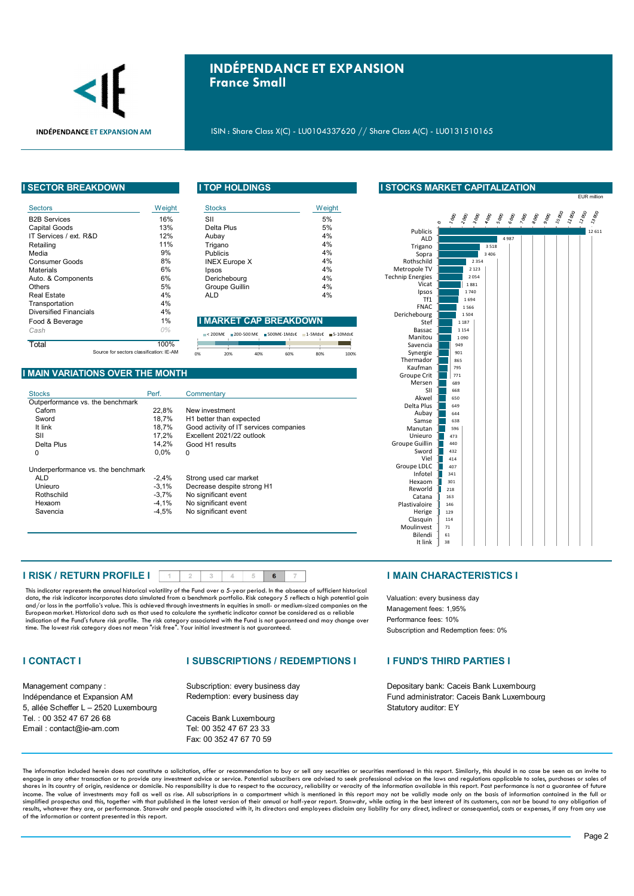# INDÉPENDANCE ET EXPANSION
## France Small

INDÉPENDANCE ET EXPANSION AM

ISIN : Share Class X(C) - LU0104337620 // Share Class A(C) - LU0131510165

## I SECTOR BREAKDOWN

| Sectors | Weight |
|---|---|
| B2B Services | 16% |
| Capital Goods | 13% |
| IT Services / ext. R&D | 12% |
| Retailing | 11% |
| Media | 9% |
| Consumer Goods | 8% |
| Materials | 6% |
| Auto. & Components | 6% |
| Others | 5% |
| Real Estate | 4% |
| Transportation | 4% |
| Diversified Financials | 4% |
| Food & Beverage | 1% |
| *Cash* | *0%* |
| Total | 100% |

Source for sectors classification: IE-AM

## I TOP HOLDINGS

| Stocks | Weight |
|---|---|
| SII | 5% |
| Delta Plus | 5% |
| Aubay | 4% |
| Trigano | 4% |
| Publicis | 4% |
| INEX Europe X | 4% |
| Ipsos | 4% |
| Derichebourg | 4% |
| Groupe Guillin | 4% |
| ALD | 4% |

## I MARKET CAP BREAKDOWN

< 200M€ | 200-500 M€ | 500M€-1Mds€ | 1-5Mds€ | 5-10Mds€

0% 20% 40% 60% 80% 100%

## I STOCKS MARKET CAPITALIZATION

EUR million

0, 1 000, 2 000, 3 000, 4 000, 5 000, 6 000, 7 000, 8 000, 9 000, 10 000, 11 000, 12 000, 13 000

Publicis 12 611
ALD 4 987
Trigano 3 518
Sopra 3 406
Rothschild 2 354
Metropole TV 2 123
Technip Energies 2 054
Vicat 1 881
Ipsos 1 740
Tf1 1 694
FNAC 1 566
Derichebourg 1 504
Stef 1 187
Bassac 1 154
Manitou 1 090
Savencia 949
Synergie 901
Thermador 865
Kaufman 795
Groupe Crit 771
Mersen 689
SII 668
Akwel 650
Delta Plus 649
Aubay 644
Samse 638
Manutan 596
Unieuro 473
Groupe Guillin 440
Sword 432
Viel 414
Groupe LDLC 407
Infotel 341
Hexaom 301
Reworld 218
Catana 163
Plastivaloire 146
Herige 129
Clasquin 114
Moulinvest 71
Bilendi 61
It link 38

## I MAIN VARIATIONS OVER THE MONTH

| Stocks | Perf. | Commentary |
|---|---|---|
| Outperformance vs. the benchmark | | |
| Cafom | 22,8% | New investment |
| Sword | 18,7% | H1 better than expected |
| It link | 18,7% | Good activity of IT services companies |
| SII | 17,2% | Excellent 2021/22 outlook |
| Delta Plus | 14,2% | Good H1 results |
| 0 | 0,0% | 0 |
| Underperformance vs. the benchmark | | |
| ALD | -2,4% | Strong used car market |
| Unieuro | -3,1% | Decrease despite strong H1 |
| Rothschild | -3,7% | No significant event |
| Hexaom | -4,1% | No significant event |
| Savencia | -4,5% | No significant event |

## I RISK / RETURN PROFILE I

1 | 2 | 3 | 4 | 5 | **6** | 7

This indicator represents the annual historical volatility of the Fund over a 5-year period. In the absence of sufficient historical data, the risk indicator incorporates data simulated from a benchmark portfolio. Risk category 5 reflects a high potential gain and/or loss in the portfolio's value. This is achieved through investments in equities in small- or medium-sized companies on the European market. Historical data such as that used to calculate the synthetic indicator cannot be considered as a reliable indication of the Fund's future risk profile. The risk category associated with the Fund is not guaranteed and may change over time. The lowest risk category does not mean "risk free". Your initial investment is not guaranteed.

## I MAIN CHARACTERISTICS I

Valuation: every business day
Management fees: 1,95%
Performance fees: 10%
Subscription and Redemption fees: 0%

## I CONTACT I

Management company :
Indépendance et Expansion AM
5, allée Scheffer L – 2520 Luxembourg
Tel. : 00 352 47 67 26 68
Email : contact@ie-am.com

## I SUBSCRIPTIONS / REDEMPTIONS I

Subscription: every business day
Redemption: every business day

Caceis Bank Luxembourg
Tel: 00 352 47 67 23 33
Fax: 00 352 47 67 70 59

## I FUND'S THIRD PARTIES I

Depositary bank: Caceis Bank Luxembourg
Fund administrator: Caceis Bank Luxembourg
Statutory auditor: EY

The information included herein does not constitute a solicitation, offer or recommendation to buy or sell any securities or securities mentioned in this report. Similarly, this should in no case be seen as an invite to engage in any other transaction or to provide any investment advice or service. Potential subscribers are advised to seek professional advice on the laws and regulations applicable to sales, purchases or sales of shares in its country of origin, residence or domicile. No responsibility is due to respect to the accuracy, reliability or veracity of the information available in this report. Past performance is not a guarantee of future income. The value of investments may fall as well as rise. All subscriptions in a compartment which is mentioned in this report may not be validly made only on the basis of information contained in the full or simplified prospectus and this, together with that published in the latest version of their annual or half-year report. Stanwahr, while acting in the best interest of its customers, can not be bound to any obligation of results, whatever they are, or performance. Stanwahr and people associated with it, its directors and employees disclaim any liability for any direct, indirect or consequential, costs or expenses, if any from any use of the information or content presented in this report.